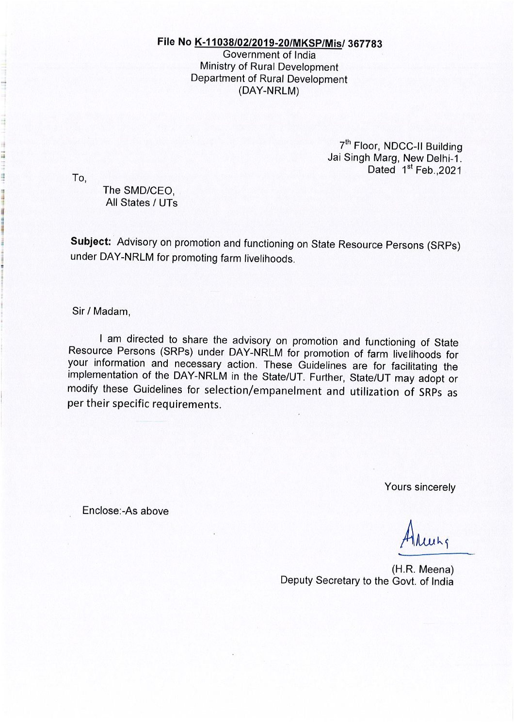**File No K-11038/02/2019-20/MKSP/Mis/ 367783**

Government of India
Ministry of Rural Development
Department of Rural Development
(DAY-NRLM)

7th Floor, NDCC-II Building
Jai Singh Marg, New Delhi-1.
Dated 1st Feb.,2021

To,

The SMD/CEO,
All States / UTs

**Subject:** Advisory on promotion and functioning on State Resource Persons (SRPs) under DAY-NRLM for promoting farm livelihoods.

Sir / Madam,

I am directed to share the advisory on promotion and functioning of State Resource Persons (SRPs) under DAY-NRLM for promotion of farm livelihoods for your information and necessary action. These Guidelines are for facilitating the implementation of the DAY-NRLM in the State/UT. Further, State/UT may adopt or modify these Guidelines for selection/empanelment and utilization of SRPs as per their specific requirements.

Yours sincerely

Enclose:-As above

(H.R. Meena)
Deputy Secretary to the Govt. of India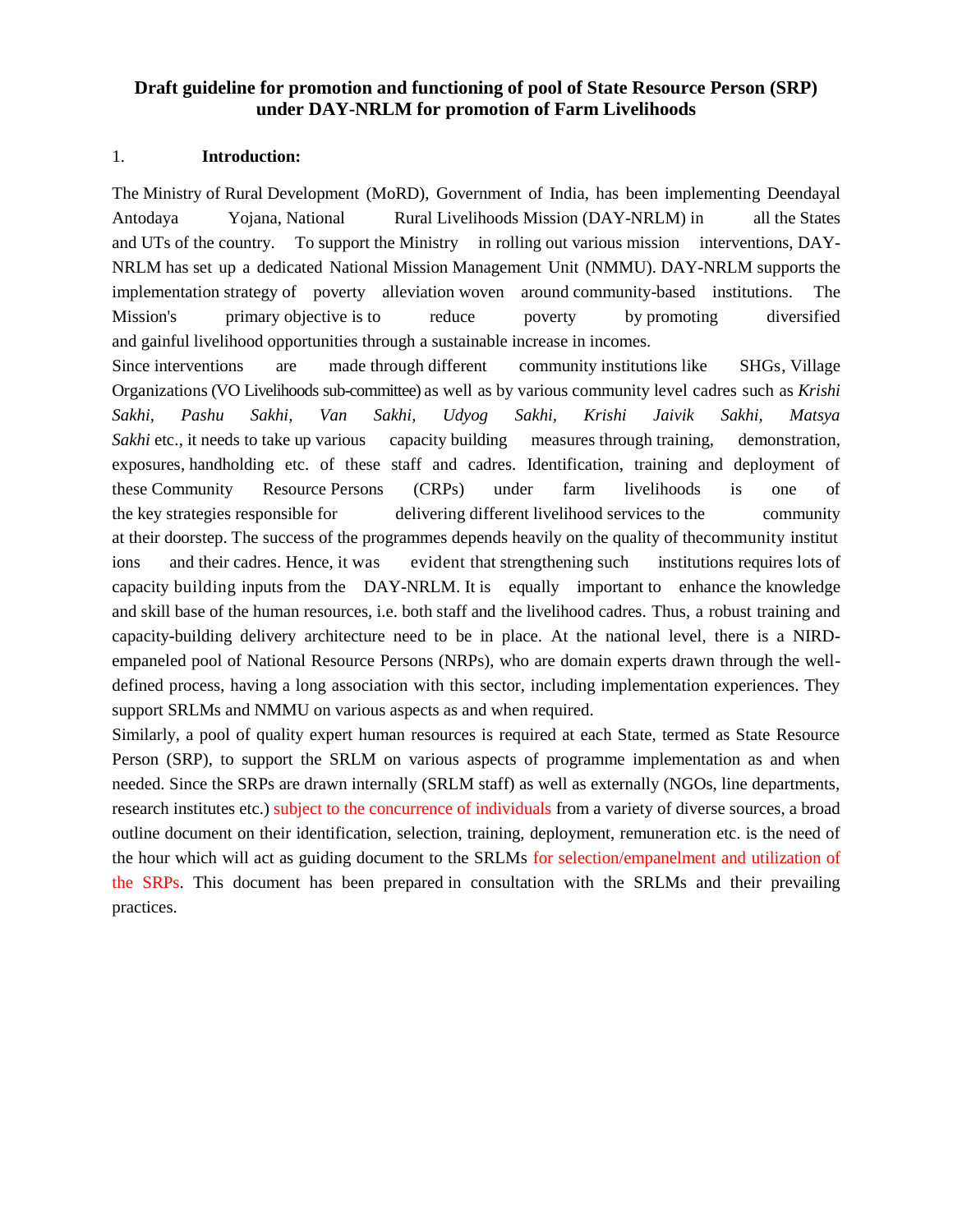**Draft guideline for promotion and functioning of pool of State Resource Person (SRP) under DAY-NRLM for promotion of Farm Livelihoods**

1. **Introduction:**

The Ministry of Rural Development (MoRD), Government of India, has been implementing Deendayal Antodaya Yojana, National Rural Livelihoods Mission (DAY-NRLM) in all the States and UTs of the country. To support the Ministry in rolling out various mission interventions, DAY-NRLM has set up a dedicated National Mission Management Unit (NMMU). DAY-NRLM supports the implementation strategy of poverty alleviation woven around community-based institutions. The Mission's primary objective is to reduce poverty by promoting diversified and gainful livelihood opportunities through a sustainable increase in incomes.

Since interventions are made through different community institutions like SHGs, Village Organizations (VO Livelihoods sub-committee) as well as by various community level cadres such as *Krishi Sakhi, Pashu Sakhi, Van Sakhi, Udyog Sakhi, Krishi Jaivik Sakhi, Matsya Sakhi* etc., it needs to take up various capacity building measures through training, demonstration, exposures, handholding etc. of these staff and cadres. Identification, training and deployment of these Community Resource Persons (CRPs) under farm livelihoods is one of the key strategies responsible for delivering different livelihood services to the community at their doorstep. The success of the programmes depends heavily on the quality of thecommunity institutions and their cadres. Hence, it was evident that strengthening such institutions requires lots of capacity building inputs from the DAY-NRLM. It is equally important to enhance the knowledge and skill base of the human resources, i.e. both staff and the livelihood cadres. Thus, a robust training and capacity-building delivery architecture need to be in place. At the national level, there is a NIRD-empaneled pool of National Resource Persons (NRPs), who are domain experts drawn through the well-defined process, having a long association with this sector, including implementation experiences. They support SRLMs and NMMU on various aspects as and when required.

Similarly, a pool of quality expert human resources is required at each State, termed as State Resource Person (SRP), to support the SRLM on various aspects of programme implementation as and when needed. Since the SRPs are drawn internally (SRLM staff) as well as externally (NGOs, line departments, research institutes etc.) subject to the concurrence of individuals from a variety of diverse sources, a broad outline document on their identification, selection, training, deployment, remuneration etc. is the need of the hour which will act as guiding document to the SRLMs for selection/empanelment and utilization of the SRPs. This document has been prepared in consultation with the SRLMs and their prevailing practices.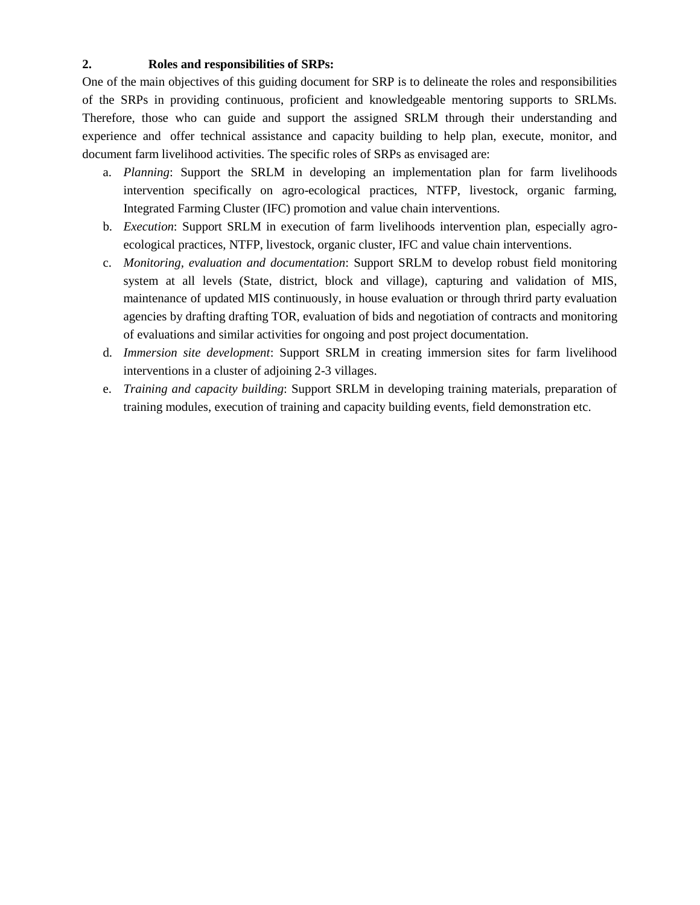## 2. Roles and responsibilities of SRPs:

One of the main objectives of this guiding document for SRP is to delineate the roles and responsibilities of the SRPs in providing continuous, proficient and knowledgeable mentoring supports to SRLMs. Therefore, those who can guide and support the assigned SRLM through their understanding and experience and offer technical assistance and capacity building to help plan, execute, monitor, and document farm livelihood activities. The specific roles of SRPs as envisaged are:

a. *Planning*: Support the SRLM in developing an implementation plan for farm livelihoods intervention specifically on agro-ecological practices, NTFP, livestock, organic farming, Integrated Farming Cluster (IFC) promotion and value chain interventions.
b. *Execution*: Support SRLM in execution of farm livelihoods intervention plan, especially agro-ecological practices, NTFP, livestock, organic cluster, IFC and value chain interventions.
c. *Monitoring, evaluation and documentation*: Support SRLM to develop robust field monitoring system at all levels (State, district, block and village), capturing and validation of MIS, maintenance of updated MIS continuously, in house evaluation or through thrird party evaluation agencies by drafting drafting TOR, evaluation of bids and negotiation of contracts and monitoring of evaluations and similar activities for ongoing and post project documentation.
d. *Immersion site development*: Support SRLM in creating immersion sites for farm livelihood interventions in a cluster of adjoining 2-3 villages.
e. *Training and capacity building*: Support SRLM in developing training materials, preparation of training modules, execution of training and capacity building events, field demonstration etc.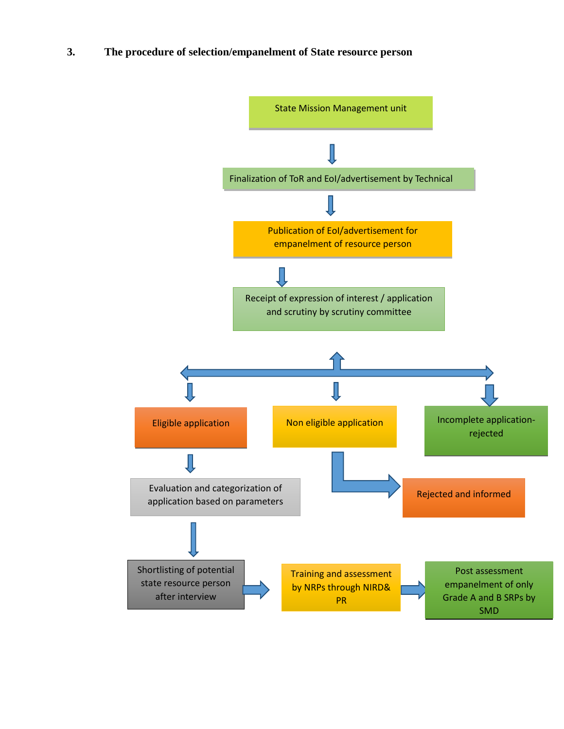### 3. The procedure of selection/empanelment of State resource person

State Mission Management unit

↓

Finalization of ToR and EoI/advertisement by Technical

↓

Publication of EoI/advertisement for empanelment of resource person

↓

Receipt of expression of interest / application and scrutiny by scrutiny committee

↓

- Eligible application
  - ↓ Evaluation and categorization of application based on parameters
  - ↓ Shortlisting of potential state resource person after interview
  - → Training and assessment by NRPs through NIRD& PR
  - → Post assessment empanelment of only Grade A and B SRPs by SMD
- Non eligible application
  - → Rejected and informed
- Incomplete application- rejected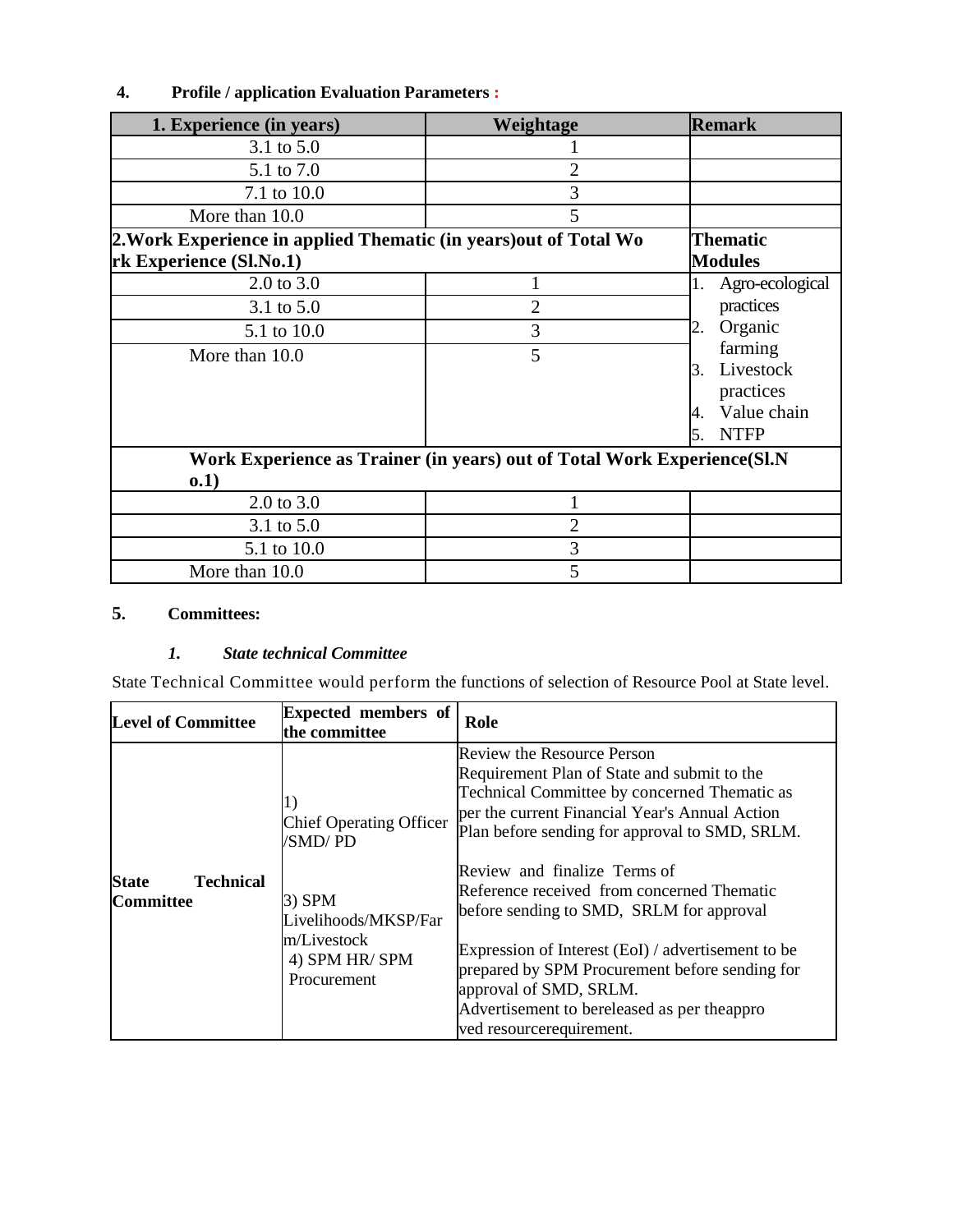**4. Profile / application Evaluation Parameters :**

| 1. Experience (in years) | Weightage | Remark |
|---|---|---|
| 3.1 to 5.0 | 1 | |
| 5.1 to 7.0 | 2 | |
| 7.1 to 10.0 | 3 | |
| More than 10.0 | 5 | |
| **2.Work Experience in applied Thematic (in years)out of Total Work Experience (Sl.No.1)** | | **Thematic Modules** |
| 2.0 to 3.0 | 1 | 1. Agro-ecological practices 2. Organic farming 3. Livestock practices 4. Value chain 5. NTFP |
| 3.1 to 5.0 | 2 | |
| 5.1 to 10.0 | 3 | |
| More than 10.0 | 5 | |
| **Work Experience as Trainer (in years) out of Total Work Experience(Sl.No.1)** | | |
| 2.0 to 3.0 | 1 | |
| 3.1 to 5.0 | 2 | |
| 5.1 to 10.0 | 3 | |
| More than 10.0 | 5 | |

**5. Committees:**

***1. State technical Committee***

State Technical Committee would perform the functions of selection of Resource Pool at State level.

| Level of Committee | Expected members of the committee | Role |
|---|---|---|
| **State Technical Committee** | 1) Chief Operating Officer /SMD/ PD<br><br>3) SPM Livelihoods/MKSP/Farm/Livestock<br>4) SPM HR/ SPM Procurement | Review the Resource Person Requirement Plan of State and submit to the Technical Committee by concerned Thematic as per the current Financial Year's Annual Action Plan before sending for approval to SMD, SRLM.<br><br>Review and finalize Terms of Reference received from concerned Thematic before sending to SMD, SRLM for approval<br><br>Expression of Interest (EoI) / advertisement to be prepared by SPM Procurement before sending for approval of SMD, SRLM.<br>Advertisement to bereleased as per theapproved resourcerequirement. |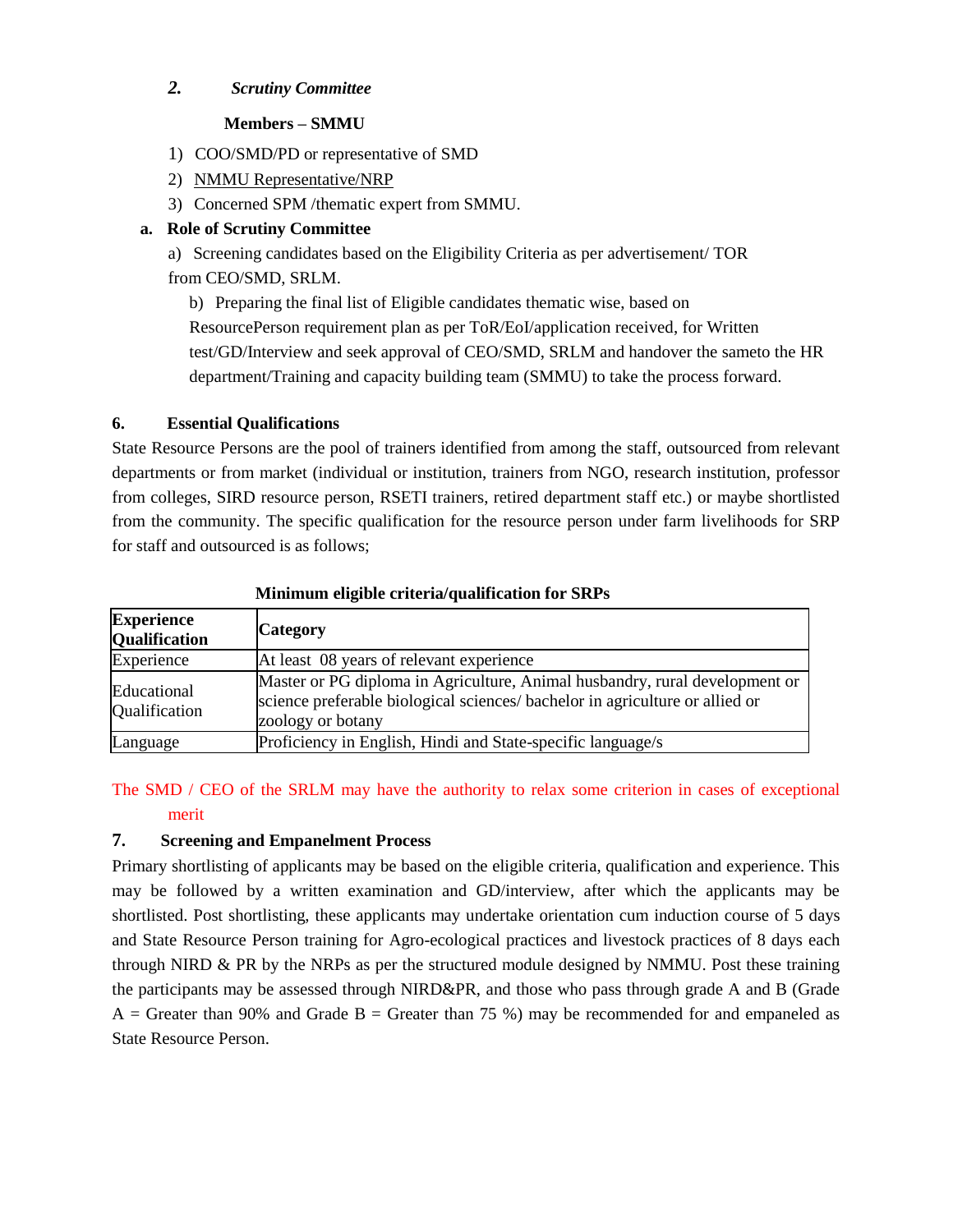*2. Scrutiny Committee*

**Members – SMMU**

1) COO/SMD/PD or representative of SMD
2) NMMU Representative/NRP
3) Concerned SPM /thematic expert from SMMU.

**a. Role of Scrutiny Committee**

a) Screening candidates based on the Eligibility Criteria as per advertisement/ TOR from CEO/SMD, SRLM.

b) Preparing the final list of Eligible candidates thematic wise, based on ResourcePerson requirement plan as per ToR/EoI/application received, for Written test/GD/Interview and seek approval of CEO/SMD, SRLM and handover the sameto the HR department/Training and capacity building team (SMMU) to take the process forward.

### 6. Essential Qualifications

State Resource Persons are the pool of trainers identified from among the staff, outsourced from relevant departments or from market (individual or institution, trainers from NGO, research institution, professor from colleges, SIRD resource person, RSETI trainers, retired department staff etc.) or maybe shortlisted from the community. The specific qualification for the resource person under farm livelihoods for SRP for staff and outsourced is as follows;

**Minimum eligible criteria/qualification for SRPs**

| Experience Qualification | Category |
|---|---|
| Experience | At least 08 years of relevant experience |
| Educational Qualification | Master or PG diploma in Agriculture, Animal husbandry, rural development or science preferable biological sciences/ bachelor in agriculture or allied or zoology or botany |
| Language | Proficiency in English, Hindi and State-specific language/s |

The SMD / CEO of the SRLM may have the authority to relax some criterion in cases of exceptional merit

### 7. Screening and Empanelment Process

Primary shortlisting of applicants may be based on the eligible criteria, qualification and experience. This may be followed by a written examination and GD/interview, after which the applicants may be shortlisted. Post shortlisting, these applicants may undertake orientation cum induction course of 5 days and State Resource Person training for Agro-ecological practices and livestock practices of 8 days each through NIRD & PR by the NRPs as per the structured module designed by NMMU. Post these training the participants may be assessed through NIRD&PR, and those who pass through grade A and B (Grade A = Greater than 90% and Grade B = Greater than 75 %) may be recommended for and empaneled as State Resource Person.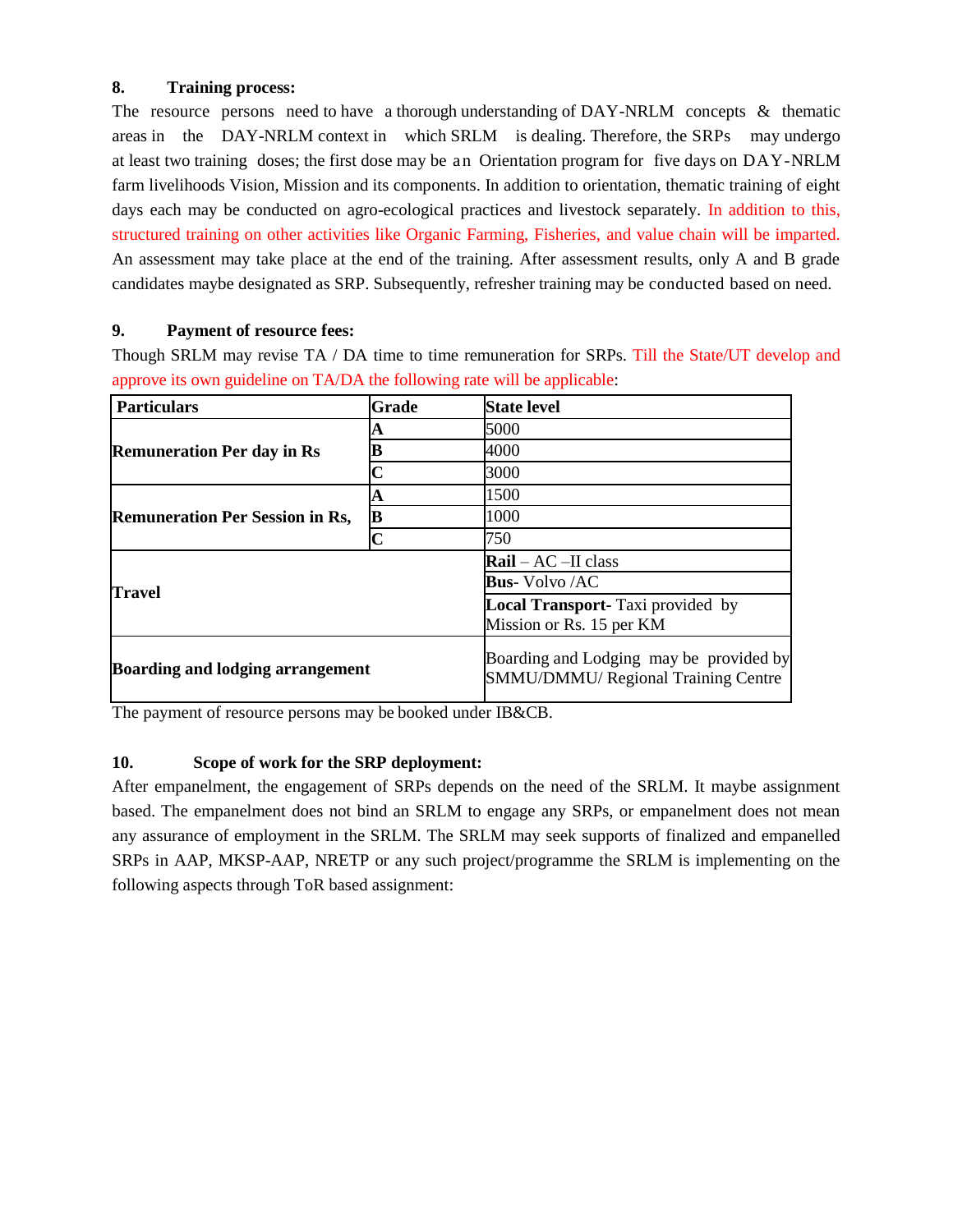**8. Training process:**

The resource persons need to have a thorough understanding of DAY-NRLM concepts & thematic areas in the DAY-NRLM context in which SRLM is dealing. Therefore, the SRPs may undergo at least two training doses; the first dose may be an Orientation program for five days on DAY-NRLM farm livelihoods Vision, Mission and its components. In addition to orientation, thematic training of eight days each may be conducted on agro-ecological practices and livestock separately. In addition to this, structured training on other activities like Organic Farming, Fisheries, and value chain will be imparted. An assessment may take place at the end of the training. After assessment results, only A and B grade candidates maybe designated as SRP. Subsequently, refresher training may be conducted based on need.

**9. Payment of resource fees:**

Though SRLM may revise TA / DA time to time remuneration for SRPs. Till the State/UT develop and approve its own guideline on TA/DA the following rate will be applicable:

| Particulars | Grade | State level |
|---|---|---|
| **Remuneration Per day in Rs** | **A** | 5000 |
| | **B** | 4000 |
| | **C** | 3000 |
| **Remuneration Per Session in Rs,** | **A** | 1500 |
| | **B** | 1000 |
| | **C** | 750 |
| **Travel** | | **Rail** – AC –II class |
| | | **Bus**- Volvo /AC |
| | | **Local Transport-** Taxi provided by Mission or Rs. 15 per KM |
| **Boarding and lodging arrangement** | | Boarding and Lodging may be provided by SMMU/DMMU/ Regional Training Centre |

The payment of resource persons may be booked under IB&CB.

**10. Scope of work for the SRP deployment:**

After empanelment, the engagement of SRPs depends on the need of the SRLM. It maybe assignment based. The empanelment does not bind an SRLM to engage any SRPs, or empanelment does not mean any assurance of employment in the SRLM. The SRLM may seek supports of finalized and empanelled SRPs in AAP, MKSP-AAP, NRETP or any such project/programme the SRLM is implementing on the following aspects through ToR based assignment: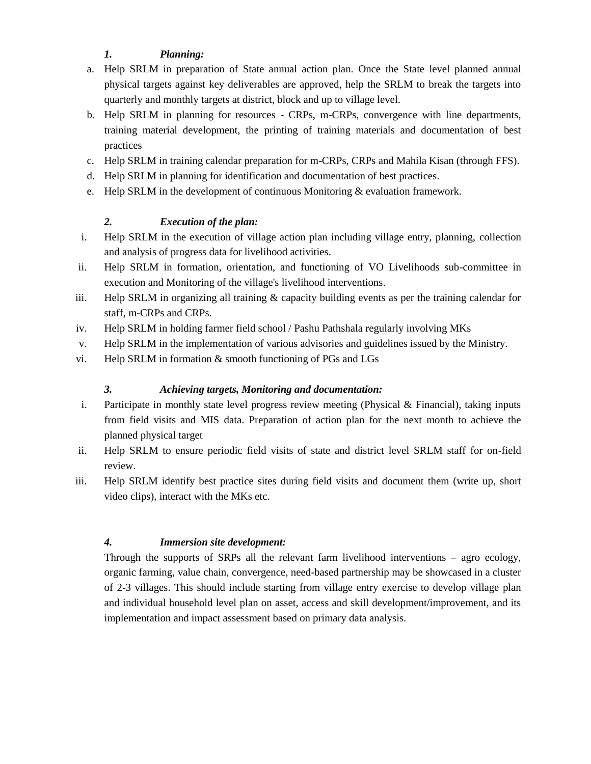### *1. Planning:*

a. Help SRLM in preparation of State annual action plan. Once the State level planned annual physical targets against key deliverables are approved, help the SRLM to break the targets into quarterly and monthly targets at district, block and up to village level.
b. Help SRLM in planning for resources - CRPs, m-CRPs, convergence with line departments, training material development, the printing of training materials and documentation of best practices
c. Help SRLM in training calendar preparation for m-CRPs, CRPs and Mahila Kisan (through FFS).
d. Help SRLM in planning for identification and documentation of best practices.
e. Help SRLM in the development of continuous Monitoring & evaluation framework.

### *2. Execution of the plan:*

i. Help SRLM in the execution of village action plan including village entry, planning, collection and analysis of progress data for livelihood activities.
ii. Help SRLM in formation, orientation, and functioning of VO Livelihoods sub-committee in execution and Monitoring of the village's livelihood interventions.
iii. Help SRLM in organizing all training & capacity building events as per the training calendar for staff, m-CRPs and CRPs.
iv. Help SRLM in holding farmer field school / Pashu Pathshala regularly involving MKs
v. Help SRLM in the implementation of various advisories and guidelines issued by the Ministry.
vi. Help SRLM in formation & smooth functioning of PGs and LGs

### *3. Achieving targets, Monitoring and documentation:*

i. Participate in monthly state level progress review meeting (Physical & Financial), taking inputs from field visits and MIS data. Preparation of action plan for the next month to achieve the planned physical target
ii. Help SRLM to ensure periodic field visits of state and district level SRLM staff for on-field review.
iii. Help SRLM identify best practice sites during field visits and document them (write up, short video clips), interact with the MKs etc.

### *4. Immersion site development:*

Through the supports of SRPs all the relevant farm livelihood interventions – agro ecology, organic farming, value chain, convergence, need-based partnership may be showcased in a cluster of 2-3 villages. This should include starting from village entry exercise to develop village plan and individual household level plan on asset, access and skill development/improvement, and its implementation and impact assessment based on primary data analysis.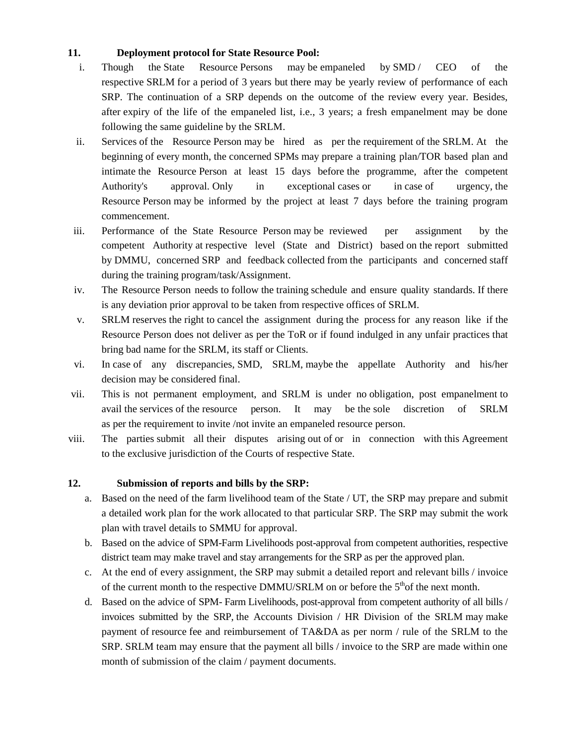**11. Deployment protocol for State Resource Pool:**

i. Though the State Resource Persons may be empaneled by SMD / CEO of the respective SRLM for a period of 3 years but there may be yearly review of performance of each SRP. The continuation of a SRP depends on the outcome of the review every year. Besides, after expiry of the life of the empaneled list, i.e., 3 years; a fresh empanelment may be done following the same guideline by the SRLM.

ii. Services of the Resource Person may be hired as per the requirement of the SRLM. At the beginning of every month, the concerned SPMs may prepare a training plan/TOR based plan and intimate the Resource Person at least 15 days before the programme, after the competent Authority's approval. Only in exceptional cases or in case of urgency, the Resource Person may be informed by the project at least 7 days before the training program commencement.

iii. Performance of the State Resource Person may be reviewed per assignment by the competent Authority at respective level (State and District) based on the report submitted by DMMU, concerned SRP and feedback collected from the participants and concerned staff during the training program/task/Assignment.

iv. The Resource Person needs to follow the training schedule and ensure quality standards. If there is any deviation prior approval to be taken from respective offices of SRLM.

v. SRLM reserves the right to cancel the assignment during the process for any reason like if the Resource Person does not deliver as per the ToR or if found indulged in any unfair practices that bring bad name for the SRLM, its staff or Clients.

vi. In case of any discrepancies, SMD, SRLM, maybe the appellate Authority and his/her decision may be considered final.

vii. This is not permanent employment, and SRLM is under no obligation, post empanelment to avail the services of the resource person. It may be the sole discretion of SRLM as per the requirement to invite /not invite an empaneled resource person.

viii. The parties submit all their disputes arising out of or in connection with this Agreement to the exclusive jurisdiction of the Courts of respective State.

**12. Submission of reports and bills by the SRP:**

a. Based on the need of the farm livelihood team of the State / UT, the SRP may prepare and submit a detailed work plan for the work allocated to that particular SRP. The SRP may submit the work plan with travel details to SMMU for approval.

b. Based on the advice of SPM-Farm Livelihoods post-approval from competent authorities, respective district team may make travel and stay arrangements for the SRP as per the approved plan.

c. At the end of every assignment, the SRP may submit a detailed report and relevant bills / invoice of the current month to the respective DMMU/SRLM on or before the 5th of the next month.

d. Based on the advice of SPM- Farm Livelihoods, post-approval from competent authority of all bills / invoices submitted by the SRP, the Accounts Division / HR Division of the SRLM may make payment of resource fee and reimbursement of TA&DA as per norm / rule of the SRLM to the SRP. SRLM team may ensure that the payment all bills / invoice to the SRP are made within one month of submission of the claim / payment documents.